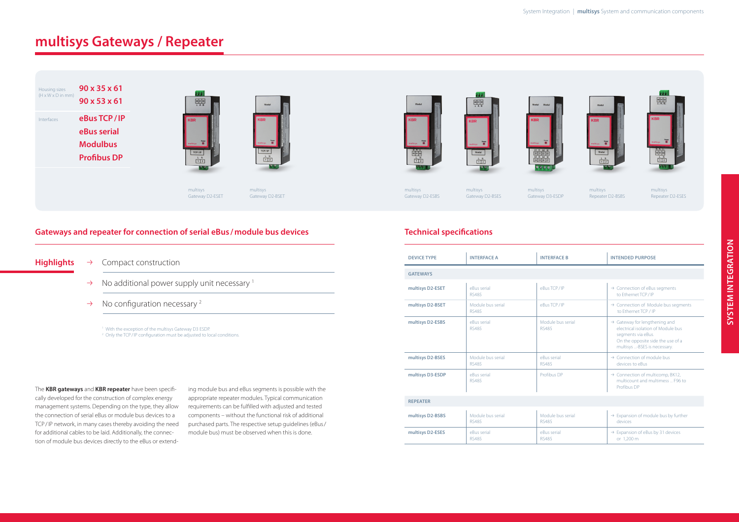# multisys Gateways / Repeater

Housing sizes (H x W x D in mm) **90 x 35 x 61**
**90 x 53 x 61**

Interfaces **eBus TCP / IP**
**eBus serial**
**Modulbus**
**Profibus DP**

multisys Gateway D2-ESET

multisys Gateway D2-BSET

multisys Gateway D2-ESBS

multisys Gateway D2-BSES

multisys Gateway D3-ESDP

multisys Repeater D2-BSBS

multisys Repeater D2-ESES

## Gateways and repeater for connection of serial eBus / module bus devices

**Highlights**

- → Compact construction
- → No additional power supply unit necessary [1]
- → No configuration necessary [2]

[1] With the exception of the multisys Gateway D3 ESDP.
[2] Only the TCP / IP configuration must be adjusted to local conditions.

The **KBR gateways** and **KBR repeater** have been specifically developed for the construction of complex energy management systems. Depending on the type, they allow the connection of serial eBus or module bus devices to a TCP / IP network, in many cases thereby avoiding the need for additional cables to be laid. Additionally, the connection of module bus devices directly to the eBus or extending module bus and eBus segments is possible with the appropriate repeater modules. Typical communication requirements can be fulfilled with adjusted and tested components – without the functional risk of additional purchased parts. The respective setup guidelines (eBus / module bus) must be observed when this is done.

## Technical specifications

| DEVICE TYPE | INTERFACE A | INTERFACE B | INTENDED PURPOSE |
|---|---|---|---|
| **GATEWAYS** | | | |
| **multisys D2-ESET** | eBus serial RS485 | eBus TCP / IP | → Connection of eBus segments to Ethernet TCP / IP |
| **multisys D2-BSET** | Module bus serial RS485 | eBus TCP / IP | → Connection of Module bus segments to Ethernet TCP / IP |
| **multisys D2-ESBS** | eBus serial RS485 | Module bus serial RS485 | → Gateway for lengthening and electrical isolation of Module bus segments via eBus. On the opposite side the use of a multisys ...-BSES is necessary. |
| **multisys D2-BSES** | Module bus serial RS485 | eBus serial RS485 | → Connection of module bus devices to eBus |
| **multisys D3-ESDP** | eBus serial RS485 | Profibus DP | → Connection of multicomp, BK12, multicount and multimess ... F96 to Profibus DP |
| **REPEATER** | | | |
| **multisys D2-BSBS** | Module bus serial RS485 | Module bus serial RS485 | → Expansion of module bus by further devices |
| **multisys D2-ESES** | eBus serial RS485 | eBus serial RS485 | → Expansion of eBus by 31 devices or 1,200 m |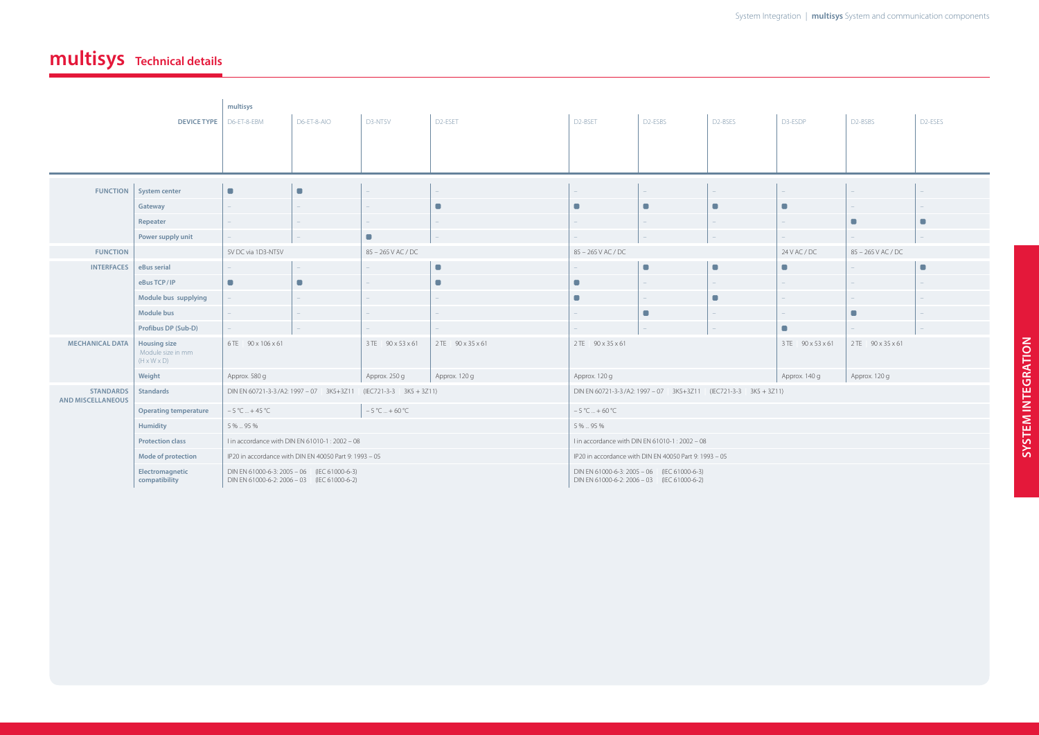## multisys Technical details

| | | multisys | | | | | | | | | |
|---|---|---|---|---|---|---|---|---|---|---|---|
| | **DEVICE TYPE** | D6-ET-8-EBM | D6-ET-8-AIO | D3-NT5V | D2-ESET | D2-BSET | D2-ESBS | D2-BSES | D3-ESDP | D2-BSBS | D2-ESES |
| **FUNCTION** | **System center** | ■ | ■ | – | – | – | – | – | – | – | – |
| | **Gateway** | – | – | – | ■ | ■ | ■ | ■ | ■ | – | – |
| | **Repeater** | – | – | – | – | – | – | – | – | ■ | ■ |
| | **Power supply unit** | – | – | ■ | – | – | – | – | – | – | – |
| **FUNCTION** | | 5V DC via 1D3-NT5V | | 85 – 265 V AC / DC | | 85 – 265 V AC / DC | | | 24 V AC / DC | 85 – 265 V AC / DC | |
| **INTERFACES** | **eBus serial** | – | – | – | ■ | – | ■ | ■ | ■ | – | ■ |
| | **eBus TCP / IP** | ■ | ■ | – | ■ | ■ | – | – | – | – | – |
| | **Module bus supplying** | – | – | – | – | ■ | – | ■ | – | – | – |
| | **Module bus** | – | – | – | – | – | ■ | – | – | ■ | – |
| | **Profibus DP (Sub-D)** | – | – | – | – | – | – | – | ■ | – | – |
| **MECHANICAL DATA** | **Housing size** Module size in mm (H x W x D) | 6 TE 90 x 106 x 61 | | 3 TE 90 x 53 x 61 | 2 TE 90 x 35 x 61 | 2 TE 90 x 35 x 61 | | | 3 TE 90 x 53 x 61 | 2 TE 90 x 35 x 61 | |
| | **Weight** | Approx. 580 g | | Approx. 250 g | Approx. 120 g | Approx. 120 g | | | Approx. 140 g | Approx. 120 g | |
| **STANDARDS AND MISCELLANEOUS** | **Standards** | DIN EN 60721-3-3 / A2: 1997 – 07 3K5+3Z11 (IEC721-3-3 3K5 + 3Z11) | | | | DIN EN 60721-3-3 / A2: 1997 – 07 3K5+3Z11 (IEC721-3-3 3K5 + 3Z11) | | | | | |
| | **Operating temperature** | – 5 °C ... + 45 °C | | – 5 °C ... + 60 °C | | – 5 °C ... + 60 °C | | | | | |
| | **Humidity** | 5 % ... 95 % | | | | 5 % ... 95 % | | | | | |
| | **Protection class** | I in accordance with DIN EN 61010-1 : 2002 – 08 | | | | I in accordance with DIN EN 61010-1 : 2002 – 08 | | | | | |
| | **Mode of protection** | IP20 in accordance with DIN EN 40050 Part 9: 1993 – 05 | | | | IP20 in accordance with DIN EN 40050 Part 9: 1993 – 05 | | | | | |
| | **Electromagnetic compatibility** | DIN EN 61000-6-3: 2005 – 06 (IEC 61000-6-3) DIN EN 61000-6-2: 2006 – 03 (IEC 61000-6-2) | | | | DIN EN 61000-6-3: 2005 – 06 (IEC 61000-6-3) DIN EN 61000-6-2: 2006 – 03 (IEC 61000-6-2) | | | | | |

SYSTEM INTEGRATION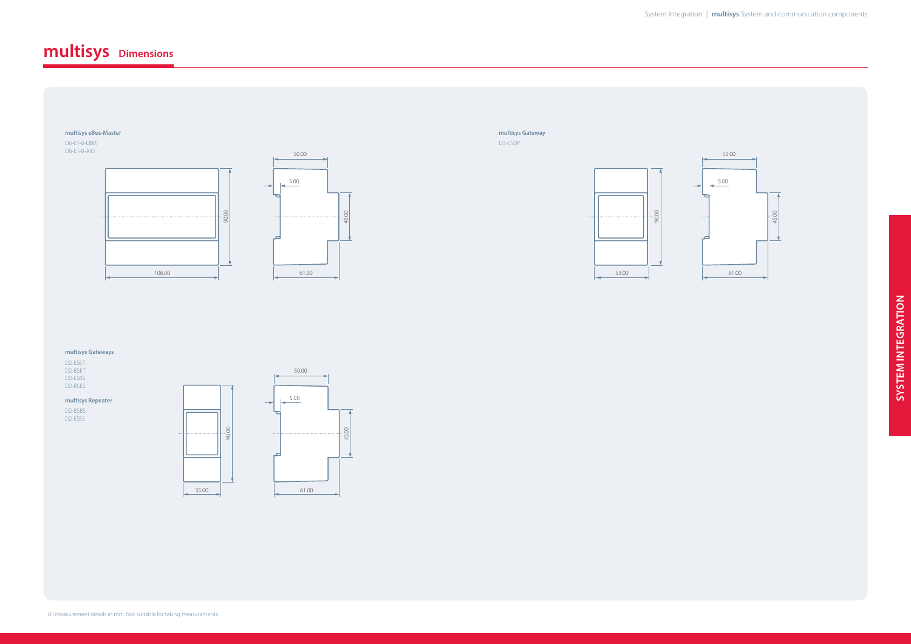# multisys Dimensions

**multisys eBus-Master**

D6-ET-8-EBM
D6-ET-8-AIO

50.00
5.00
90.00
45.00
106.00
61.00

**multisys Gateway**

D3-ESDP

50.00
5.00
90.00
45.00
53.00
61.00

**multisys Gateways**

D2-ESET
D2-BSET
D2-ESBS
D2-BSES

**multisys Repeater**

D2-BSBS
D2-ESES

50.00
5.00
90.00
45.00
35.00
61.00

All measurement details in mm. Not suitable for taking measurements.